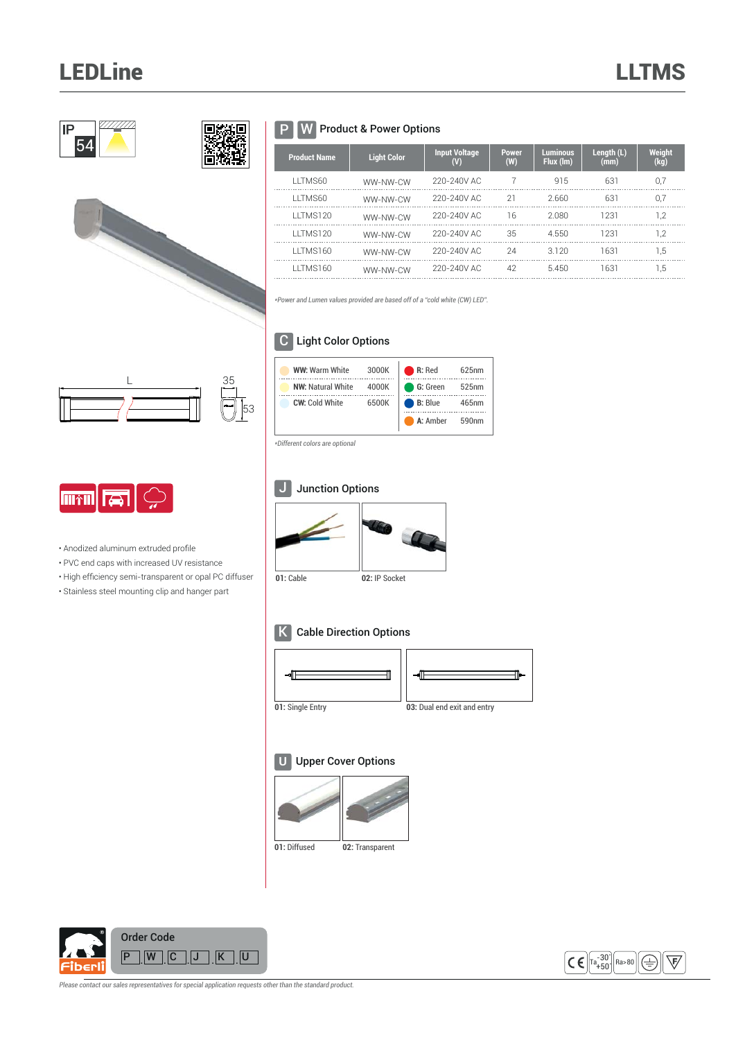# LEDLine

# LLTMS

IP 54

L

35

53

- Anodized aluminum extruded profile
- PVC end caps with increased UV resistance
- High efficiency semi-transparent or opal PC diffuser
- Stainless steel mounting clip and hanger part

## P W Product & Power Options

| Product Name | Light Color | Input Voltage (V) | Power (W) | Luminous Flux (lm) | Length (L) (mm) | Weight (kg) |
|---|---|---|---|---|---|---|
| LLTMS60 | WW-NW-CW | 220-240V AC | 7 | 915 | 631 | 0,7 |
| LLTMS60 | WW-NW-CW | 220-240V AC | 21 | 2.660 | 631 | 0,7 |
| LLTMS120 | WW-NW-CW | 220-240V AC | 16 | 2.080 | 1231 | 1,2 |
| LLTMS120 | WW-NW-CW | 220-240V AC | 35 | 4.550 | 1231 | 1,2 |
| LLTMS160 | WW-NW-CW | 220-240V AC | 24 | 3.120 | 1631 | 1,5 |
| LLTMS160 | WW-NW-CW | 220-240V AC | 42 | 5.450 | 1631 | 1,5 |

*\*Power and Lumen values provided are based off of a "cold white (CW) LED".*

## C Light Color Options

| | | | |
|---|---|---|---|
| **WW:** Warm White | 3000K | **R:** Red | 625nm |
| **NW:** Natural White | 4000K | **G:** Green | 525nm |
| **CW:** Cold White | 6500K | **B:** Blue | 465nm |
| | | **A:** Amber | 590nm |

*\*Different colors are optional*

## J Junction Options

**01:** Cable

**02:** IP Socket

## K Cable Direction Options

**01:** Single Entry

**03:** Dual end exit and entry

## U Upper Cover Options

**01:** Diffused

**02:** Transparent

**Order Code**

P . W . C . J . K . U

Ta -30 +50 Ra>80

*Please contact our sales representatives for special application requests other than the standard product.*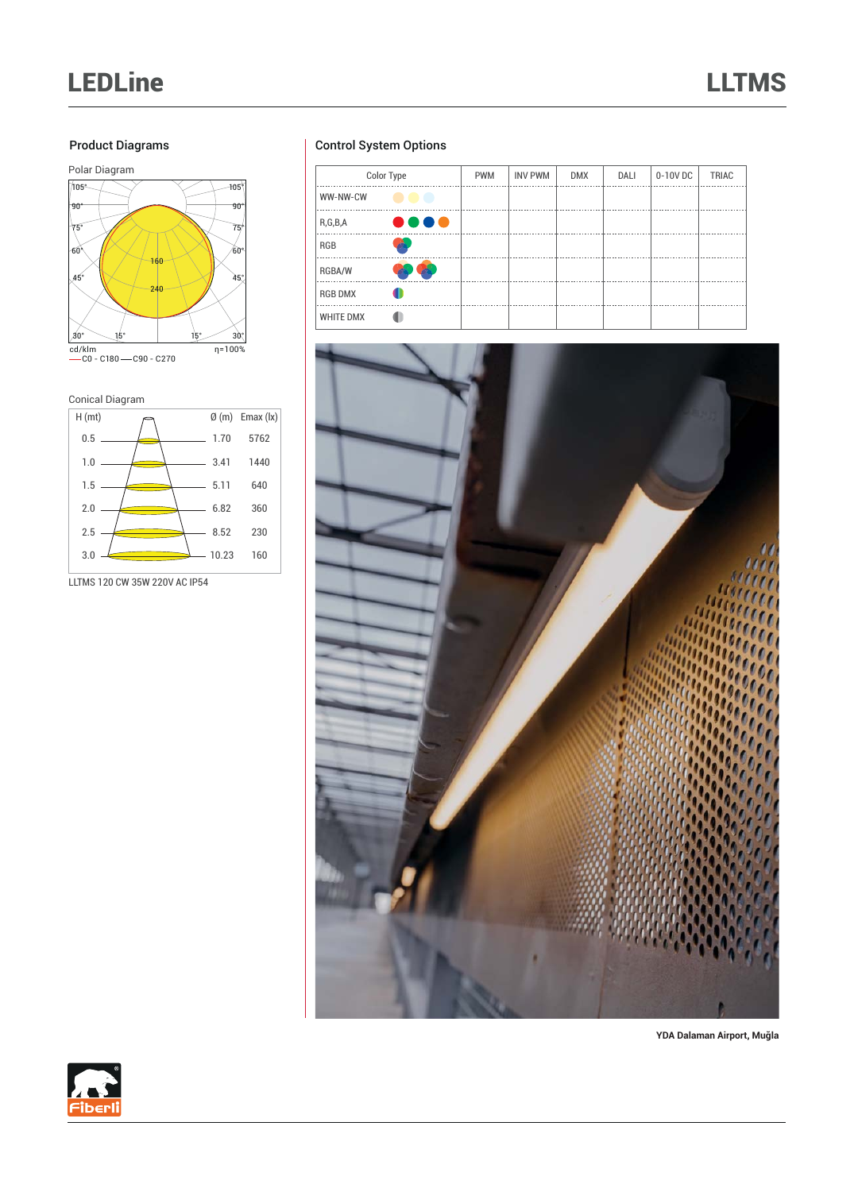## Product Diagrams

Polar Diagram

105° 105°
90° 90°
75° 75°
60° 60°
45° 45°
30° 15° 15° 30°
160
240
cd/klm
η=100%
C0 - C180 — C90 - C270

Conical Diagram

H (mt)
0.5
1.0
1.5
2.0
2.5
3.0

Ø (m)
1.70
3.41
5.11
6.82
8.52
10.23

Emax (lx)
5762
1440
640
360
230
160

LLTMS 120 CW 35W 220V AC IP54

## Control System Options

| Color Type | | PWM | INV PWM | DMX | DALI | 0-10V DC | TRIAC |
|---|---|---|---|---|---|---|---|
| WW-NW-CW | | | | | | | |
| R,G,B,A | | | | | | | |
| RGB | | | | | | | |
| RGBA/W | | | | | | | |
| RGB DMX | | | | | | | |
| WHITE DMX | | | | | | | |

YDA Dalaman Airport, Muğla